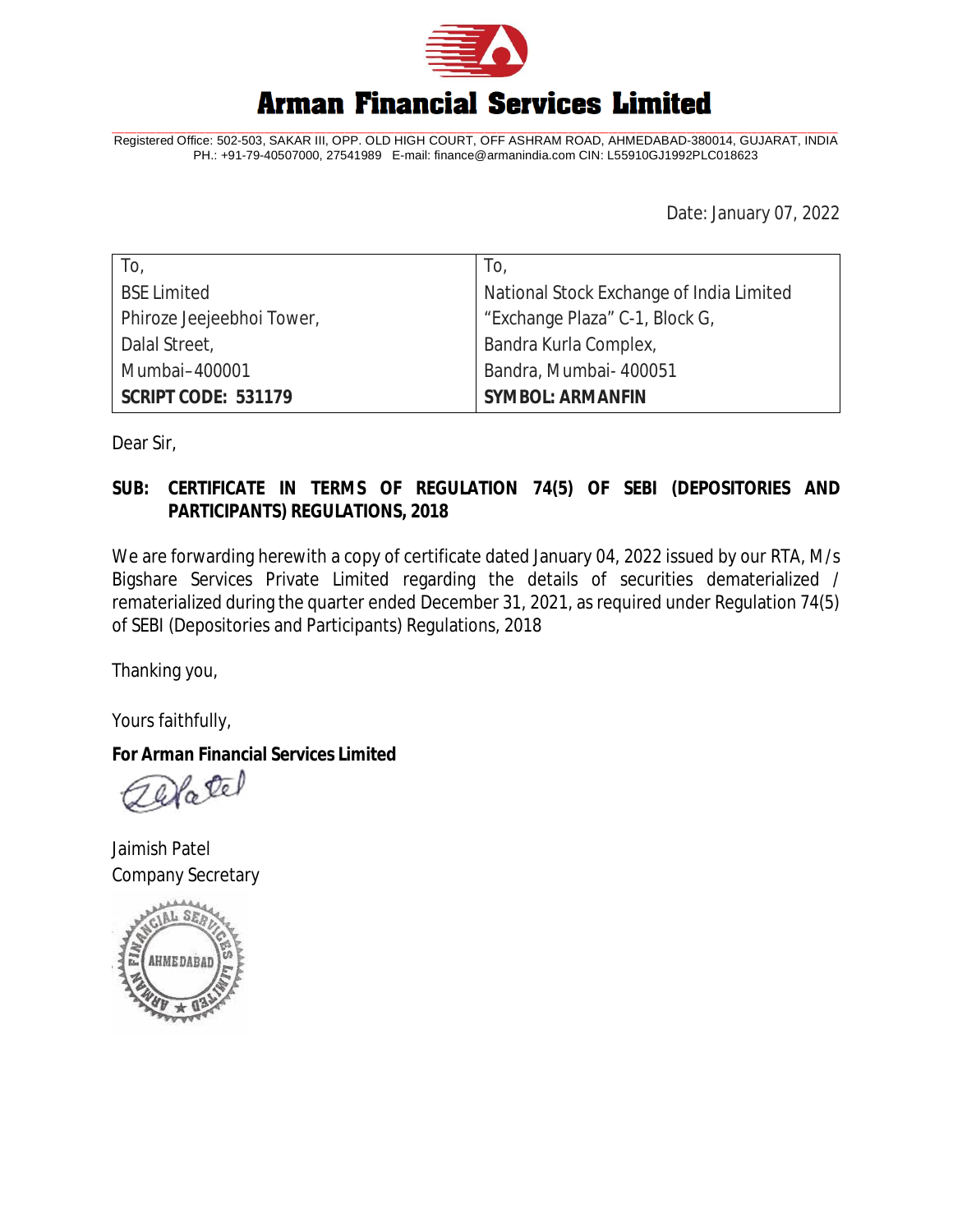# Arman Financial Services Limited

Registered Office: 502-503, SAKAR III, OPP. OLD HIGH COURT, OFF ASHRAM ROAD, AHMEDABAD-380014, GUJARAT, INDIA
PH.: +91-79-40507000, 27541989 E-mail: finance@armanindia.com CIN: L55910GJ1992PLC018623

Date: January 07, 2022

| To, | To, |
|---|---|
| BSE Limited | National Stock Exchange of India Limited |
| Phiroze Jeejeebhoi Tower, | "Exchange Plaza" C-1, Block G, |
| Dalal Street, | Bandra Kurla Complex, |
| Mumbai–400001 | Bandra, Mumbai- 400051 |
| **SCRIPT CODE: 531179** | **SYMBOL: ARMANFIN** |

Dear Sir,

**SUB: CERTIFICATE IN TERMS OF REGULATION 74(5) OF SEBI (DEPOSITORIES AND PARTICIPANTS) REGULATIONS, 2018**

We are forwarding herewith a copy of certificate dated January 04, 2022 issued by our RTA, M/s Bigshare Services Private Limited regarding the details of securities dematerialized / rematerialized during the quarter ended December 31, 2021, as required under Regulation 74(5) of SEBI (Depositories and Participants) Regulations, 2018

Thanking you,

Yours faithfully,

**For Arman Financial Services Limited**

Jaimish Patel
Company Secretary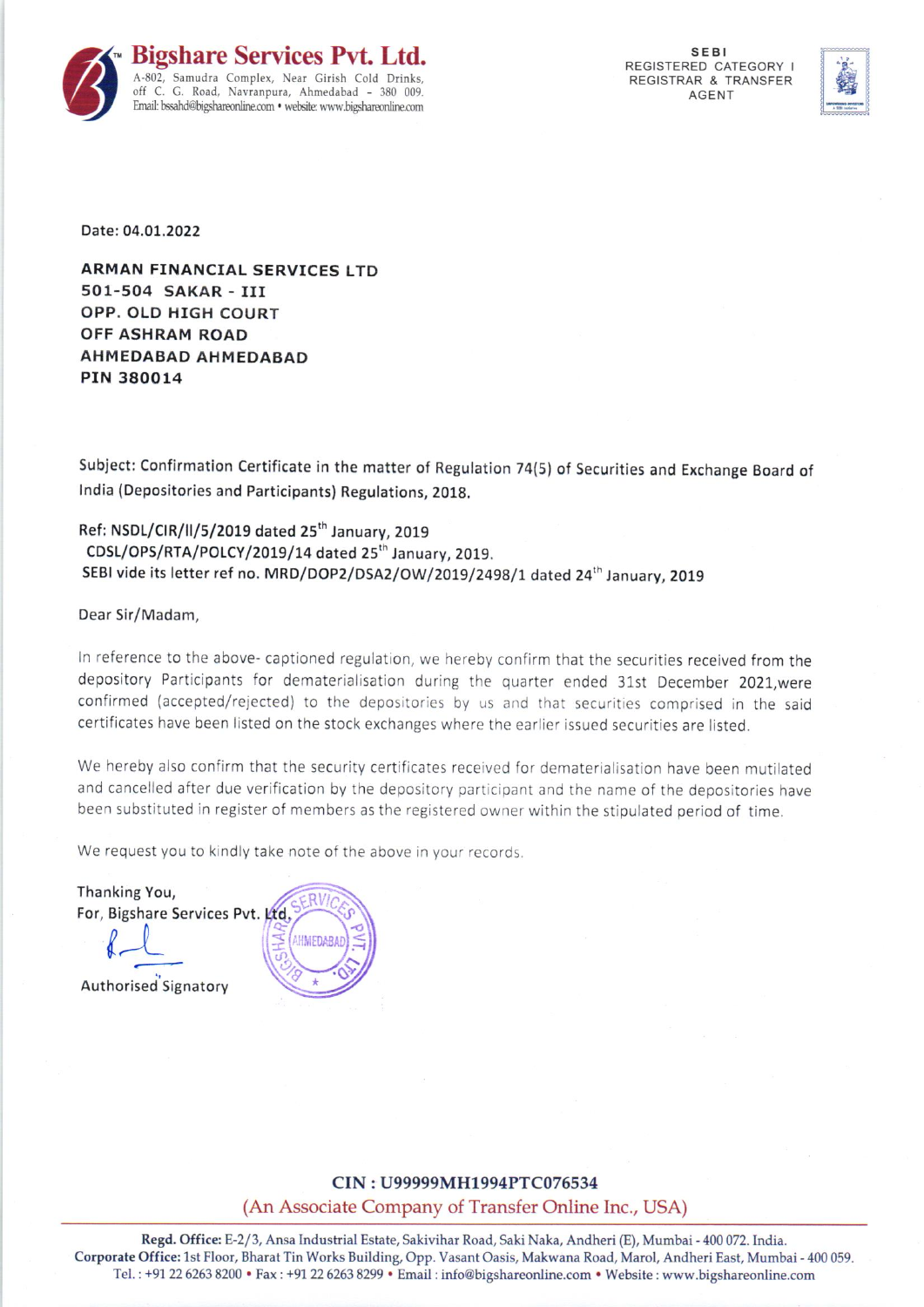# Bigshare Services Pvt. Ltd.

A-802, Samudra Complex, Near Girish Cold Drinks, off C. G. Road, Navranpura, Ahmedabad - 380 009.
Email: bssahd@bigshareonline.com • website: www.bigshareonline.com

SEBI
REGISTERED CATEGORY I
REGISTRAR & TRANSFER
AGENT

Date: 04.01.2022

**ARMAN FINANCIAL SERVICES LTD**
**501-504 SAKAR - III**
**OPP. OLD HIGH COURT**
**OFF ASHRAM ROAD**
**AHMEDABAD AHMEDABAD**
**PIN 380014**

Subject: Confirmation Certificate in the matter of Regulation 74(5) of Securities and Exchange Board of India (Depositories and Participants) Regulations, 2018.

Ref: NSDL/CIR/II/5/2019 dated 25th January, 2019
CDSL/OPS/RTA/POLCY/2019/14 dated 25th January, 2019.
SEBI vide its letter ref no. MRD/DOP2/DSA2/OW/2019/2498/1 dated 24th January, 2019

Dear Sir/Madam,

In reference to the above- captioned regulation, we hereby confirm that the securities received from the depository Participants for dematerialisation during the quarter ended 31st December 2021,were confirmed (accepted/rejected) to the depositories by us and that securities comprised in the said certificates have been listed on the stock exchanges where the earlier issued securities are listed.

We hereby also confirm that the security certificates received for dematerialisation have been mutilated and cancelled after due verification by the depository participant and the name of the depositories have been substituted in register of members as the registered owner within the stipulated period of time.

We request you to kindly take note of the above in your records.

Thanking You,
For, Bigshare Services Pvt. Ltd.

Authorised Signatory

**CIN : U99999MH1994PTC076534**
(An Associate Company of Transfer Online Inc., USA)

**Regd. Office:** E-2/3, Ansa Industrial Estate, Sakivihar Road, Saki Naka, Andheri (E), Mumbai - 400 072. India.
**Corporate Office:** 1st Floor, Bharat Tin Works Building, Opp. Vasant Oasis, Makwana Road, Marol, Andheri East, Mumbai - 400 059.
Tel. : +91 22 6263 8200 • Fax : +91 22 6263 8299 • Email : info@bigshareonline.com • Website : www.bigshareonline.com